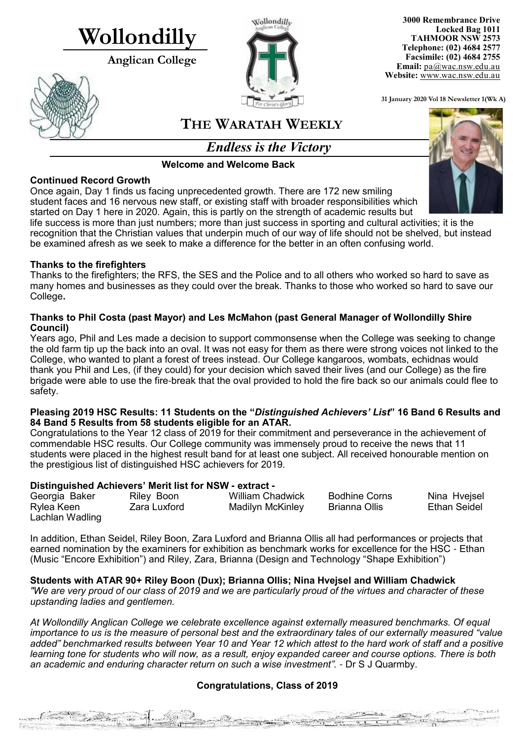# Wollondilly

**Anglican College**

**3000 Remembrance Drive**
**Locked Bag 1011**
**TAHMOOR NSW 2573**
**Telephone: (02) 4684 2577**
**Facsimile: (02) 4684 2755**
**Email:** pa@wac.nsw.edu.au
**Website:** www.wac.nsw.edu.au

**31 January 2020 Vol 18 Newsletter 1(Wk A)**

## THE WARATAH WEEKLY

*Endless is the Victory*

**Welcome and Welcome Back**

**Continued Record Growth**

Once again, Day 1 finds us facing unprecedented growth. There are 172 new smiling student faces and 16 nervous new staff, or existing staff with broader responsibilities which started on Day 1 here in 2020. Again, this is partly on the strength of academic results but life success is more than just numbers; more than just success in sporting and cultural activities; it is the recognition that the Christian values that underpin much of our way of life should not be shelved, but instead be examined afresh as we seek to make a difference for the better in an often confusing world.

**Thanks to the firefighters**

Thanks to the firefighters; the RFS, the SES and the Police and to all others who worked so hard to save as many homes and businesses as they could over the break. Thanks to those who worked so hard to save our College**.**

**Thanks to Phil Costa (past Mayor) and Les McMahon (past General Manager of Wollondilly Shire Council)**

Years ago, Phil and Les made a decision to support commonsense when the College was seeking to change the old farm tip up the back into an oval. It was not easy for them as there were strong voices not linked to the College, who wanted to plant a forest of trees instead. Our College kangaroos, wombats, echidnas would thank you Phil and Les, (if they could) for your decision which saved their lives (and our College) as the fire brigade were able to use the fire-break that the oval provided to hold the fire back so our animals could flee to safety.

**Pleasing 2019 HSC Results: 11 Students on the "*Distinguished Achievers' List*" 16 Band 6 Results and 84 Band 5 Results from 58 students eligible for an ATAR.**

Congratulations to the Year 12 class of 2019 for their commitment and perseverance in the achievement of commendable HSC results. Our College community was immensely proud to receive the news that 11 students were placed in the highest result band for at least one subject. All received honourable mention on the prestigious list of distinguished HSC achievers for 2019.

**Distinguished Achievers' Merit list for NSW - extract -**

| | | | | |
|---|---|---|---|---|
| Georgia Baker | Riley Boon | William Chadwick | Bodhine Corns | Nina Hvejsel |
| Rylea Keen | Zara Luxford | Madilyn McKinley | Brianna Ollis | Ethan Seidel |
| Lachlan Wadling | | | | |

In addition, Ethan Seidel, Riley Boon, Zara Luxford and Brianna Ollis all had performances or projects that earned nomination by the examiners for exhibition as benchmark works for excellence for the HSC - Ethan (Music "Encore Exhibition") and Riley, Zara, Brianna (Design and Technology "Shape Exhibition")

**Students with ATAR 90+ Riley Boon (Dux); Brianna Ollis; Nina Hvejsel and William Chadwick**

*"We are very proud of our class of 2019 and we are particularly proud of the virtues and character of these upstanding ladies and gentlemen.*

*At Wollondilly Anglican College we celebrate excellence against externally measured benchmarks. Of equal importance to us is the measure of personal best and the extraordinary tales of our externally measured "value added" benchmarked results between Year 10 and Year 12 which attest to the hard work of staff and a positive learning tone for students who will now, as a result, enjoy expanded career and course options. There is both an academic and enduring character return on such a wise investment".* - Dr S J Quarmby.

**Congratulations, Class of 2019**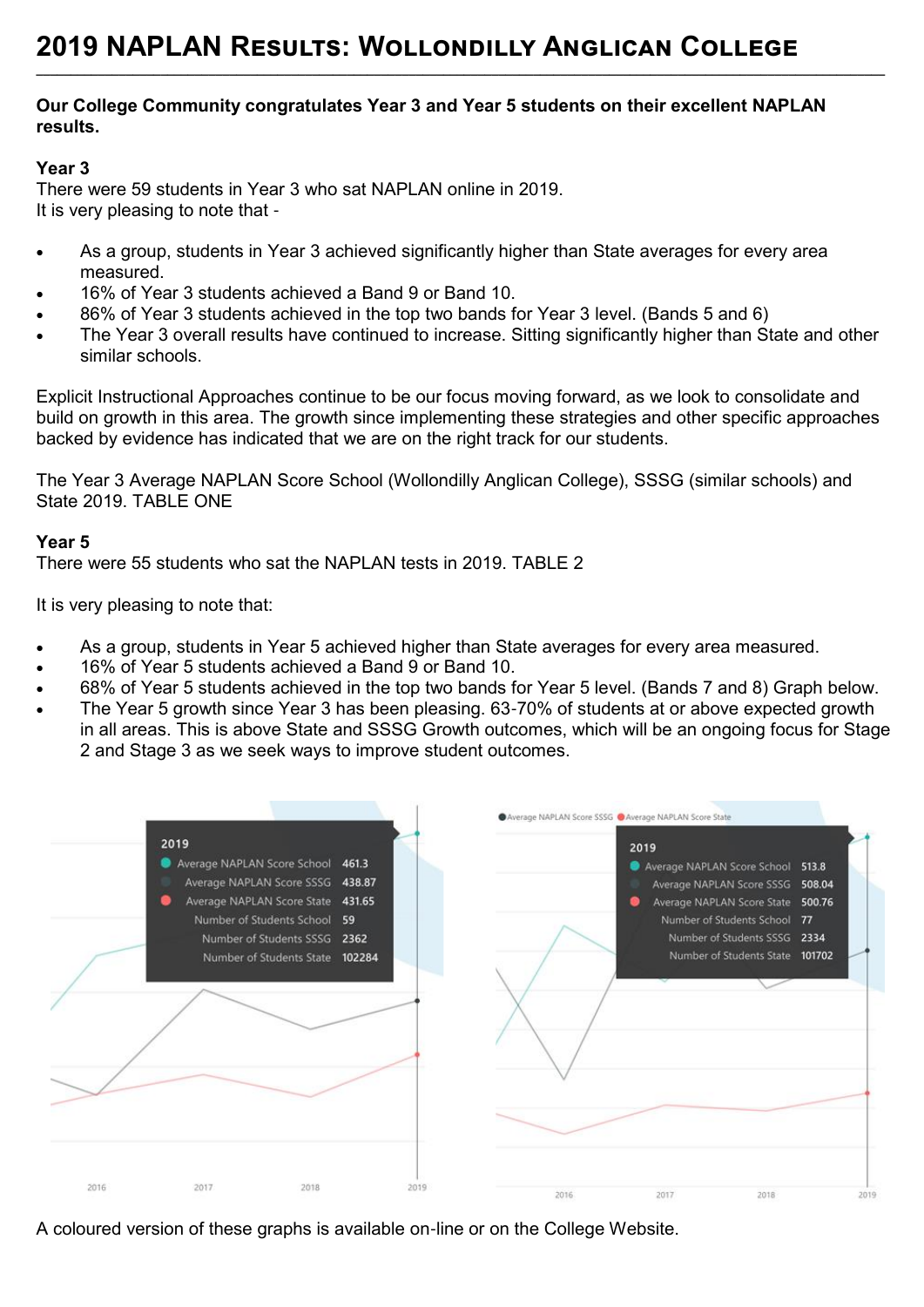# 2019 NAPLAN Results: Wollondilly Anglican College

**Our College Community congratulates Year 3 and Year 5 students on their excellent NAPLAN results.**

**Year 3**

There were 59 students in Year 3 who sat NAPLAN online in 2019.
It is very pleasing to note that -

- As a group, students in Year 3 achieved significantly higher than State averages for every area measured.
- 16% of Year 3 students achieved a Band 9 or Band 10.
- 86% of Year 3 students achieved in the top two bands for Year 3 level. (Bands 5 and 6)
- The Year 3 overall results have continued to increase. Sitting significantly higher than State and other similar schools.

Explicit Instructional Approaches continue to be our focus moving forward, as we look to consolidate and build on growth in this area. The growth since implementing these strategies and other specific approaches backed by evidence has indicated that we are on the right track for our students.

The Year 3 Average NAPLAN Score School (Wollondilly Anglican College), SSSG (similar schools) and State 2019. TABLE ONE

**Year 5**

There were 55 students who sat the NAPLAN tests in 2019. TABLE 2

It is very pleasing to note that:

- As a group, students in Year 5 achieved higher than State averages for every area measured.
- 16% of Year 5 students achieved a Band 9 or Band 10.
- 68% of Year 5 students achieved in the top two bands for Year 5 level. (Bands 7 and 8) Graph below.
- The Year 5 growth since Year 3 has been pleasing. 63-70% of students at or above expected growth in all areas. This is above State and SSSG Growth outcomes, which will be an ongoing focus for Stage 2 and Stage 3 as we seek ways to improve student outcomes.

| 2019 | |
|---|---|
| Average NAPLAN Score School | 461.3 |
| Average NAPLAN Score SSSG | 438.87 |
| Average NAPLAN Score State | 431.65 |
| Number of Students School | 59 |
| Number of Students SSSG | 2362 |
| Number of Students State | 102284 |

| 2019 | |
|---|---|
| Average NAPLAN Score School | 513.8 |
| Average NAPLAN Score SSSG | 508.04 |
| Average NAPLAN Score State | 500.76 |
| Number of Students School | 77 |
| Number of Students SSSG | 2334 |
| Number of Students State | 101702 |

A coloured version of these graphs is available on-line or on the College Website.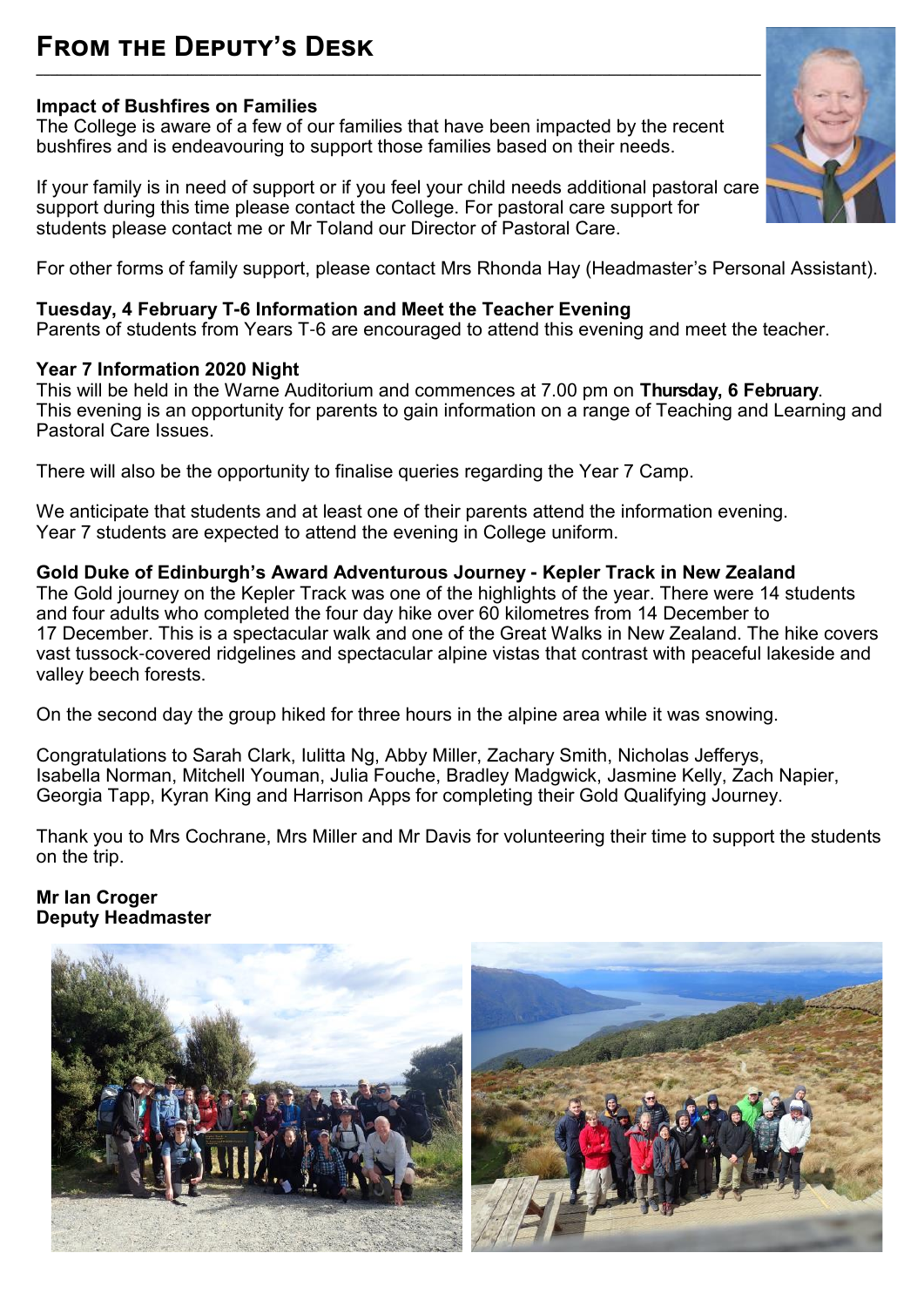# From the Deputy's Desk

**Impact of Bushfires on Families**

The College is aware of a few of our families that have been impacted by the recent bushfires and is endeavouring to support those families based on their needs.

If your family is in need of support or if you feel your child needs additional pastoral care support during this time please contact the College. For pastoral care support for students please contact me or Mr Toland our Director of Pastoral Care.

For other forms of family support, please contact Mrs Rhonda Hay (Headmaster's Personal Assistant).

**Tuesday, 4 February T-6 Information and Meet the Teacher Evening**

Parents of students from Years T-6 are encouraged to attend this evening and meet the teacher.

**Year 7 Information 2020 Night**

This will be held in the Warne Auditorium and commences at 7.00 pm on **Thursday, 6 February**. This evening is an opportunity for parents to gain information on a range of Teaching and Learning and Pastoral Care Issues.

There will also be the opportunity to finalise queries regarding the Year 7 Camp.

We anticipate that students and at least one of their parents attend the information evening. Year 7 students are expected to attend the evening in College uniform.

**Gold Duke of Edinburgh's Award Adventurous Journey - Kepler Track in New Zealand**

The Gold journey on the Kepler Track was one of the highlights of the year. There were 14 students and four adults who completed the four day hike over 60 kilometres from 14 December to 17 December. This is a spectacular walk and one of the Great Walks in New Zealand. The hike covers vast tussock-covered ridgelines and spectacular alpine vistas that contrast with peaceful lakeside and valley beech forests.

On the second day the group hiked for three hours in the alpine area while it was snowing.

Congratulations to Sarah Clark, Iulitta Ng, Abby Miller, Zachary Smith, Nicholas Jefferys, Isabella Norman, Mitchell Youman, Julia Fouche, Bradley Madgwick, Jasmine Kelly, Zach Napier, Georgia Tapp, Kyran King and Harrison Apps for completing their Gold Qualifying Journey.

Thank you to Mrs Cochrane, Mrs Miller and Mr Davis for volunteering their time to support the students on the trip.

**Mr Ian Croger**
**Deputy Headmaster**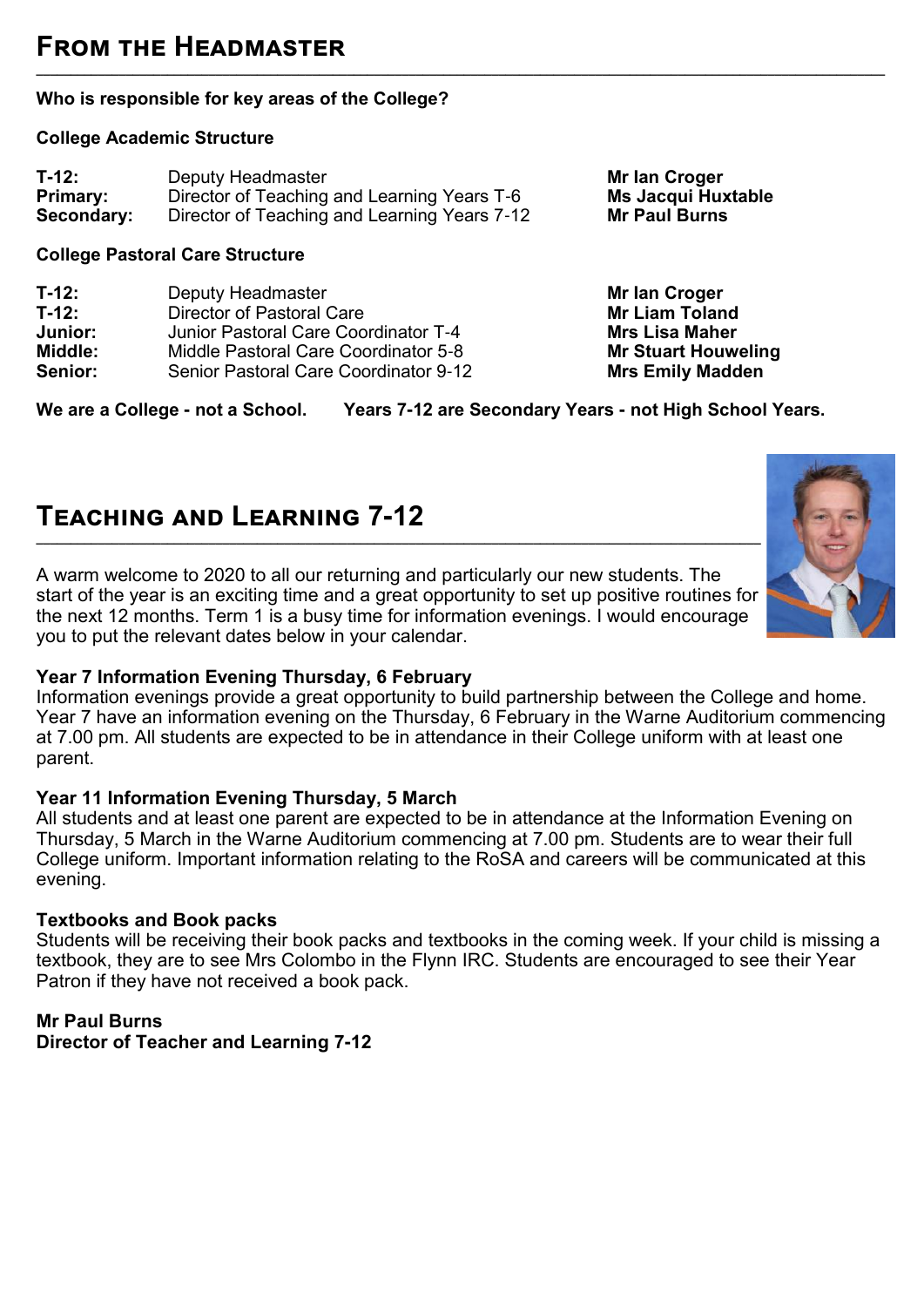## From the Headmaster

**Who is responsible for key areas of the College?**

**College Academic Structure**

| | | |
|---|---|---|
| **T-12:** | Deputy Headmaster | **Mr Ian Croger** |
| **Primary:** | Director of Teaching and Learning Years T-6 | **Ms Jacqui Huxtable** |
| **Secondary:** | Director of Teaching and Learning Years 7-12 | **Mr Paul Burns** |

**College Pastoral Care Structure**

| | | |
|---|---|---|
| **T-12:** | Deputy Headmaster | **Mr Ian Croger** |
| **T-12:** | Director of Pastoral Care | **Mr Liam Toland** |
| **Junior:** | Junior Pastoral Care Coordinator T-4 | **Mrs Lisa Maher** |
| **Middle:** | Middle Pastoral Care Coordinator 5-8 | **Mr Stuart Houweling** |
| **Senior:** | Senior Pastoral Care Coordinator 9-12 | **Mrs Emily Madden** |

**We are a College - not a School. Years 7-12 are Secondary Years - not High School Years.**

## Teaching and Learning 7-12

A warm welcome to 2020 to all our returning and particularly our new students. The start of the year is an exciting time and a great opportunity to set up positive routines for the next 12 months. Term 1 is a busy time for information evenings. I would encourage you to put the relevant dates below in your calendar.

**Year 7 Information Evening Thursday, 6 February**

Information evenings provide a great opportunity to build partnership between the College and home. Year 7 have an information evening on the Thursday, 6 February in the Warne Auditorium commencing at 7.00 pm. All students are expected to be in attendance in their College uniform with at least one parent.

**Year 11 Information Evening Thursday, 5 March**

All students and at least one parent are expected to be in attendance at the Information Evening on Thursday, 5 March in the Warne Auditorium commencing at 7.00 pm. Students are to wear their full College uniform. Important information relating to the RoSA and careers will be communicated at this evening.

**Textbooks and Book packs**

Students will be receiving their book packs and textbooks in the coming week. If your child is missing a textbook, they are to see Mrs Colombo in the Flynn IRC. Students are encouraged to see their Year Patron if they have not received a book pack.

**Mr Paul Burns**
**Director of Teacher and Learning 7-12**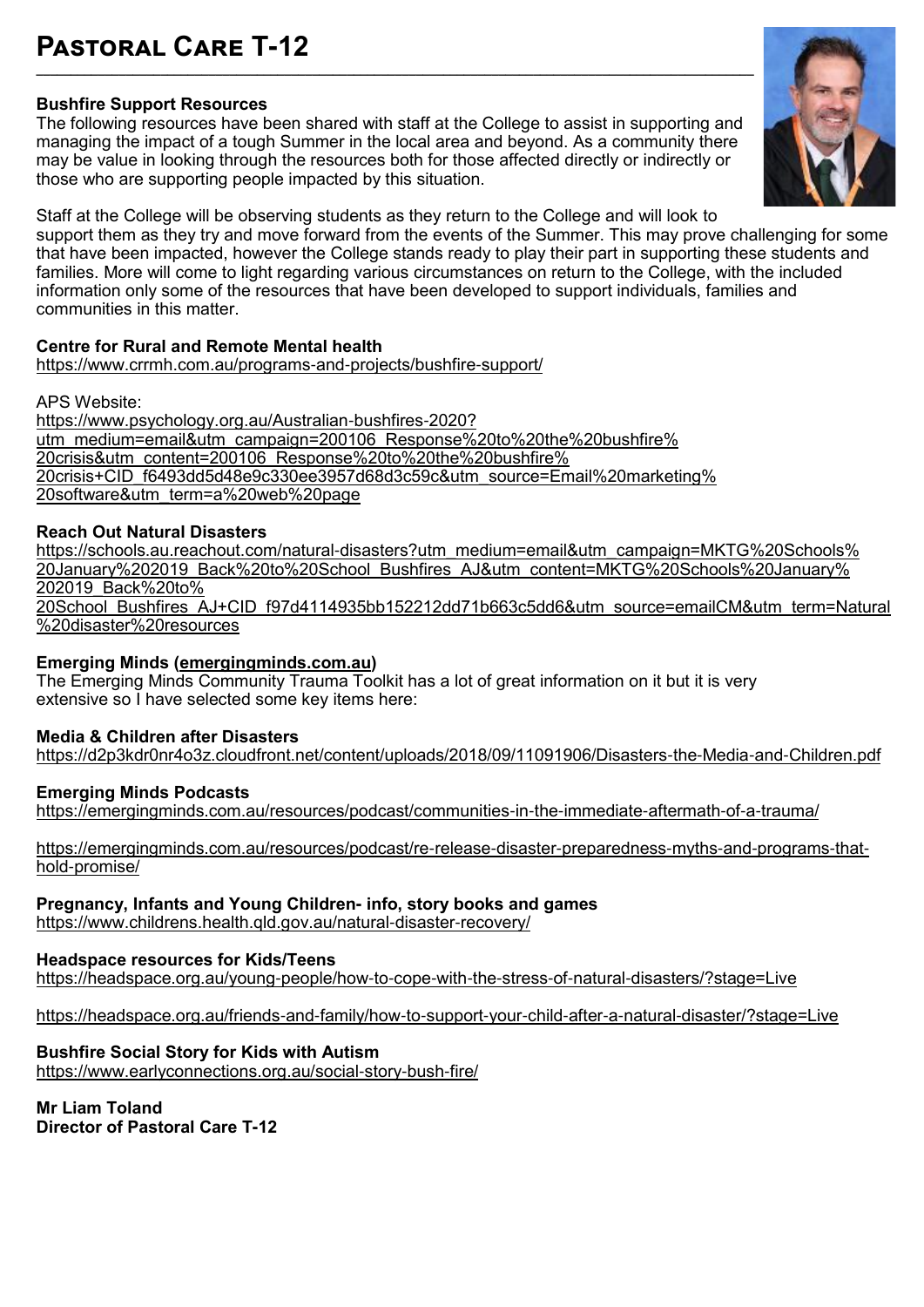# Pastoral Care T-12

**Bushfire Support Resources**

The following resources have been shared with staff at the College to assist in supporting and managing the impact of a tough Summer in the local area and beyond. As a community there may be value in looking through the resources both for those affected directly or indirectly or those who are supporting people impacted by this situation.

Staff at the College will be observing students as they return to the College and will look to support them as they try and move forward from the events of the Summer. This may prove challenging for some that have been impacted, however the College stands ready to play their part in supporting these students and families. More will come to light regarding various circumstances on return to the College, with the included information only some of the resources that have been developed to support individuals, families and communities in this matter.

**Centre for Rural and Remote Mental health**
https://www.crrmh.com.au/programs-and-projects/bushfire-support/

APS Website:
https://www.psychology.org.au/Australian-bushfires-2020?utm_medium=email&utm_campaign=200106_Response%20to%20the%20bushfire%20crisis&utm_content=200106_Response%20to%20the%20bushfire%20crisis+CID_f6493dd5d48e9c330ee3957d68d3c59c&utm_source=Email%20marketing%20software&utm_term=a%20web%20page

**Reach Out Natural Disasters**
https://schools.au.reachout.com/natural-disasters?utm_medium=email&utm_campaign=MKTG%20Schools%20January%202019_Back%20to%20School_Bushfires_AJ&utm_content=MKTG%20Schools%20January%202019_Back%20to%20School_Bushfires_AJ+CID_f97d4114935bb152212dd71b663c5dd6&utm_source=emailCM&utm_term=Natural%20disaster%20resources

**Emerging Minds (emergingminds.com.au)**

The Emerging Minds Community Trauma Toolkit has a lot of great information on it but it is very extensive so I have selected some key items here:

**Media & Children after Disasters**
https://d2p3kdr0nr4o3z.cloudfront.net/content/uploads/2018/09/11091906/Disasters-the-Media-and-Children.pdf

**Emerging Minds Podcasts**
https://emergingminds.com.au/resources/podcast/communities-in-the-immediate-aftermath-of-a-trauma/

https://emergingminds.com.au/resources/podcast/re-release-disaster-preparedness-myths-and-programs-that-hold-promise/

**Pregnancy, Infants and Young Children- info, story books and games**
https://www.childrens.health.qld.gov.au/natural-disaster-recovery/

**Headspace resources for Kids/Teens**
https://headspace.org.au/young-people/how-to-cope-with-the-stress-of-natural-disasters/?stage=Live

https://headspace.org.au/friends-and-family/how-to-support-your-child-after-a-natural-disaster/?stage=Live

**Bushfire Social Story for Kids with Autism**
https://www.earlyconnections.org.au/social-story-bush-fire/

**Mr Liam Toland**
**Director of Pastoral Care T-12**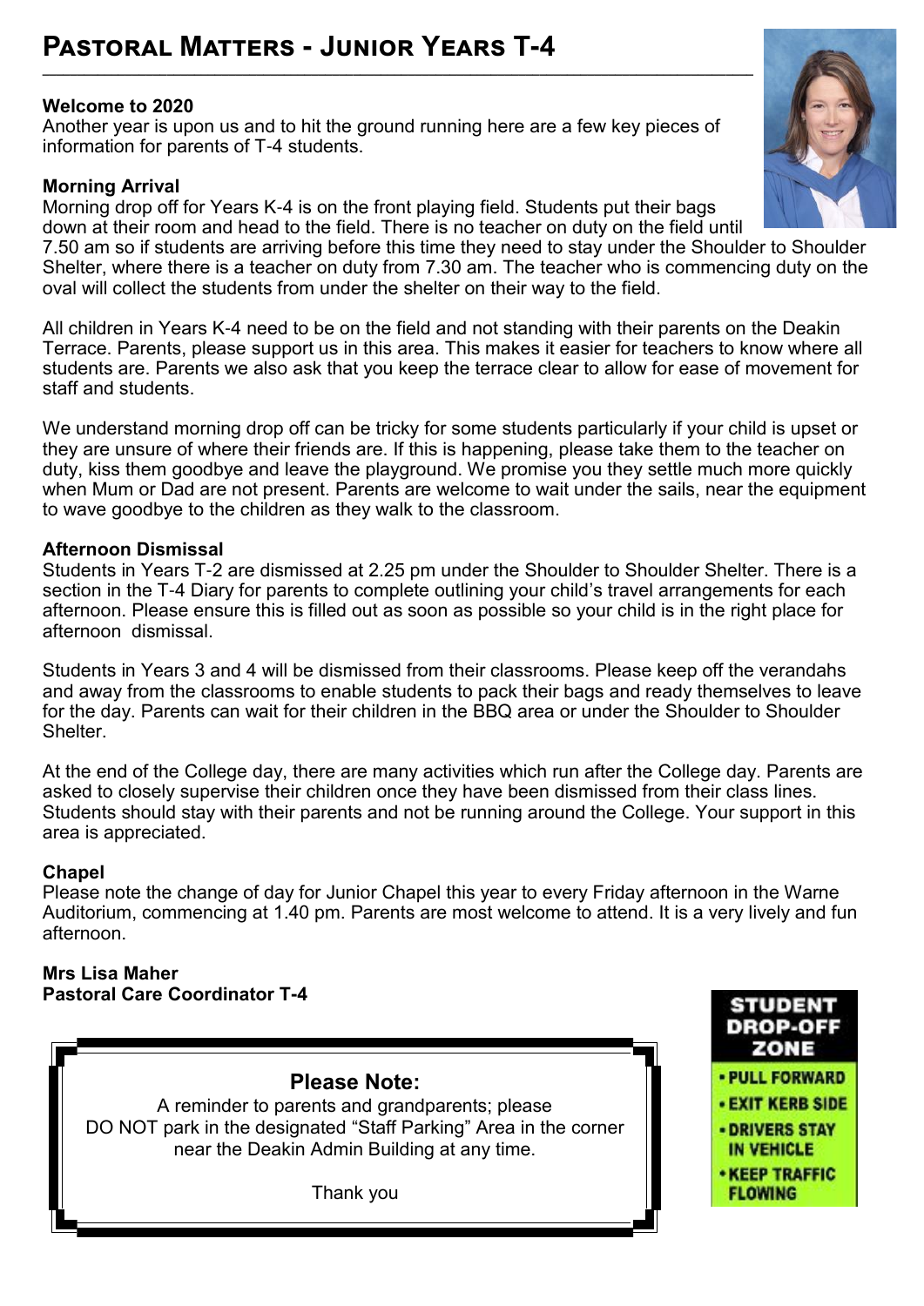# Pastoral Matters - Junior Years T-4

**Welcome to 2020**

Another year is upon us and to hit the ground running here are a few key pieces of information for parents of T-4 students.

**Morning Arrival**

Morning drop off for Years K-4 is on the front playing field. Students put their bags down at their room and head to the field. There is no teacher on duty on the field until 7.50 am so if students are arriving before this time they need to stay under the Shoulder to Shoulder Shelter, where there is a teacher on duty from 7.30 am. The teacher who is commencing duty on the oval will collect the students from under the shelter on their way to the field.

All children in Years K-4 need to be on the field and not standing with their parents on the Deakin Terrace. Parents, please support us in this area. This makes it easier for teachers to know where all students are. Parents we also ask that you keep the terrace clear to allow for ease of movement for staff and students.

We understand morning drop off can be tricky for some students particularly if your child is upset or they are unsure of where their friends are. If this is happening, please take them to the teacher on duty, kiss them goodbye and leave the playground. We promise you they settle much more quickly when Mum or Dad are not present. Parents are welcome to wait under the sails, near the equipment to wave goodbye to the children as they walk to the classroom.

**Afternoon Dismissal**

Students in Years T-2 are dismissed at 2.25 pm under the Shoulder to Shoulder Shelter. There is a section in the T-4 Diary for parents to complete outlining your child's travel arrangements for each afternoon. Please ensure this is filled out as soon as possible so your child is in the right place for afternoon dismissal.

Students in Years 3 and 4 will be dismissed from their classrooms. Please keep off the verandahs and away from the classrooms to enable students to pack their bags and ready themselves to leave for the day. Parents can wait for their children in the BBQ area or under the Shoulder to Shoulder Shelter.

At the end of the College day, there are many activities which run after the College day. Parents are asked to closely supervise their children once they have been dismissed from their class lines. Students should stay with their parents and not be running around the College. Your support in this area is appreciated.

**Chapel**

Please note the change of day for Junior Chapel this year to every Friday afternoon in the Warne Auditorium, commencing at 1.40 pm. Parents are most welcome to attend. It is a very lively and fun afternoon.

**Mrs Lisa Maher**
**Pastoral Care Coordinator T-4**

**Please Note:**

A reminder to parents and grandparents; please DO NOT park in the designated "Staff Parking" Area in the corner near the Deakin Admin Building at any time.

Thank you

**STUDENT DROP-OFF ZONE**

- PULL FORWARD
- EXIT KERB SIDE
- DRIVERS STAY IN VEHICLE
- KEEP TRAFFIC FLOWING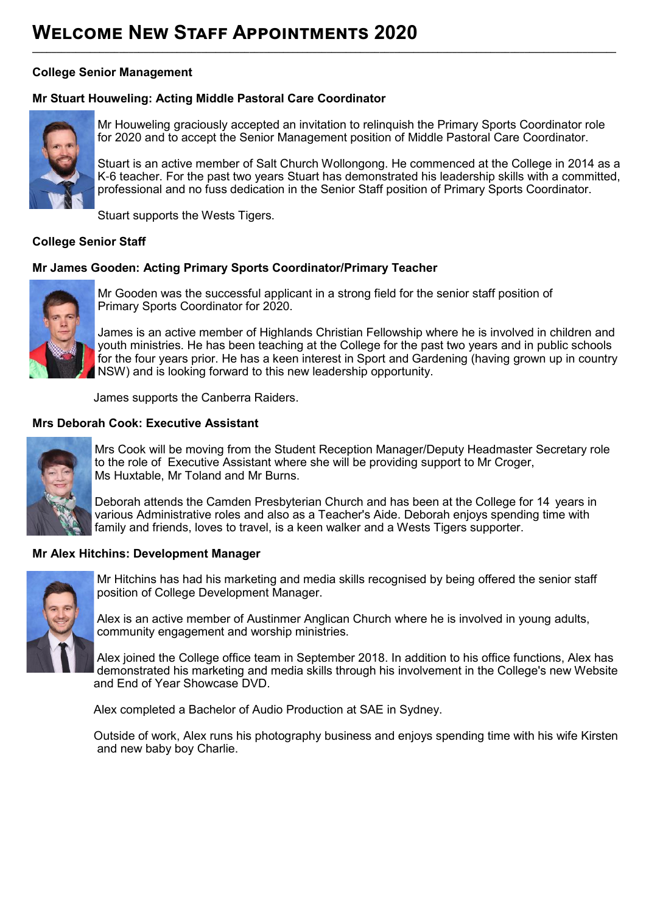# Welcome New Staff Appointments 2020

## College Senior Management

### Mr Stuart Houweling: Acting Middle Pastoral Care Coordinator

Mr Houweling graciously accepted an invitation to relinquish the Primary Sports Coordinator role for 2020 and to accept the Senior Management position of Middle Pastoral Care Coordinator.

Stuart is an active member of Salt Church Wollongong. He commenced at the College in 2014 as a K-6 teacher. For the past two years Stuart has demonstrated his leadership skills with a committed, professional and no fuss dedication in the Senior Staff position of Primary Sports Coordinator.

Stuart supports the Wests Tigers.

## College Senior Staff

### Mr James Gooden: Acting Primary Sports Coordinator/Primary Teacher

Mr Gooden was the successful applicant in a strong field for the senior staff position of Primary Sports Coordinator for 2020.

James is an active member of Highlands Christian Fellowship where he is involved in children and youth ministries. He has been teaching at the College for the past two years and in public schools for the four years prior. He has a keen interest in Sport and Gardening (having grown up in country NSW) and is looking forward to this new leadership opportunity.

James supports the Canberra Raiders.

### Mrs Deborah Cook: Executive Assistant

Mrs Cook will be moving from the Student Reception Manager/Deputy Headmaster Secretary role to the role of Executive Assistant where she will be providing support to Mr Croger, Ms Huxtable, Mr Toland and Mr Burns.

Deborah attends the Camden Presbyterian Church and has been at the College for 14 years in various Administrative roles and also as a Teacher's Aide. Deborah enjoys spending time with family and friends, loves to travel, is a keen walker and a Wests Tigers supporter.

### Mr Alex Hitchins: Development Manager

Mr Hitchins has had his marketing and media skills recognised by being offered the senior staff position of College Development Manager.

Alex is an active member of Austinmer Anglican Church where he is involved in young adults, community engagement and worship ministries.

Alex joined the College office team in September 2018. In addition to his office functions, Alex has demonstrated his marketing and media skills through his involvement in the College's new Website and End of Year Showcase DVD.

Alex completed a Bachelor of Audio Production at SAE in Sydney.

Outside of work, Alex runs his photography business and enjoys spending time with his wife Kirsten and new baby boy Charlie.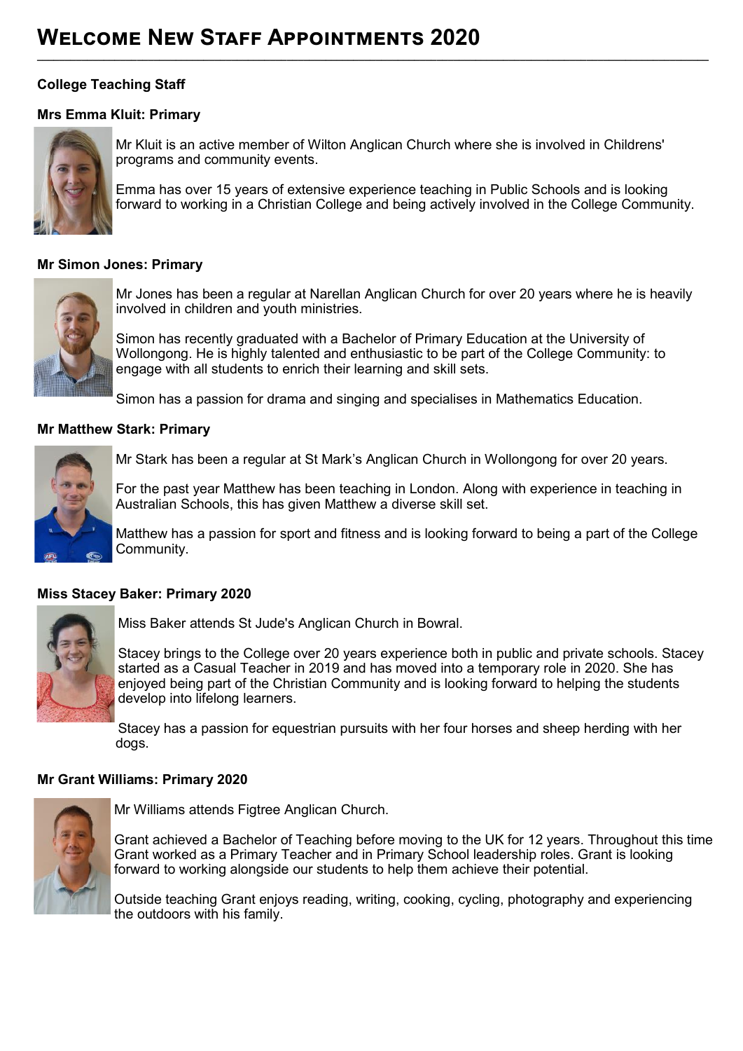# Welcome New Staff Appointments 2020

**College Teaching Staff**

### Mrs Emma Kluit: Primary

Mr Kluit is an active member of Wilton Anglican Church where she is involved in Childrens' programs and community events.

Emma has over 15 years of extensive experience teaching in Public Schools and is looking forward to working in a Christian College and being actively involved in the College Community.

### Mr Simon Jones: Primary

Mr Jones has been a regular at Narellan Anglican Church for over 20 years where he is heavily involved in children and youth ministries.

Simon has recently graduated with a Bachelor of Primary Education at the University of Wollongong. He is highly talented and enthusiastic to be part of the College Community: to engage with all students to enrich their learning and skill sets.

Simon has a passion for drama and singing and specialises in Mathematics Education.

### Mr Matthew Stark: Primary

Mr Stark has been a regular at St Mark's Anglican Church in Wollongong for over 20 years.

For the past year Matthew has been teaching in London. Along with experience in teaching in Australian Schools, this has given Matthew a diverse skill set.

Matthew has a passion for sport and fitness and is looking forward to being a part of the College Community.

### Miss Stacey Baker: Primary 2020

Miss Baker attends St Jude's Anglican Church in Bowral.

Stacey brings to the College over 20 years experience both in public and private schools. Stacey started as a Casual Teacher in 2019 and has moved into a temporary role in 2020. She has enjoyed being part of the Christian Community and is looking forward to helping the students develop into lifelong learners.

Stacey has a passion for equestrian pursuits with her four horses and sheep herding with her dogs.

### Mr Grant Williams: Primary 2020

Mr Williams attends Figtree Anglican Church.

Grant achieved a Bachelor of Teaching before moving to the UK for 12 years. Throughout this time Grant worked as a Primary Teacher and in Primary School leadership roles. Grant is looking forward to working alongside our students to help them achieve their potential.

Outside teaching Grant enjoys reading, writing, cooking, cycling, photography and experiencing the outdoors with his family.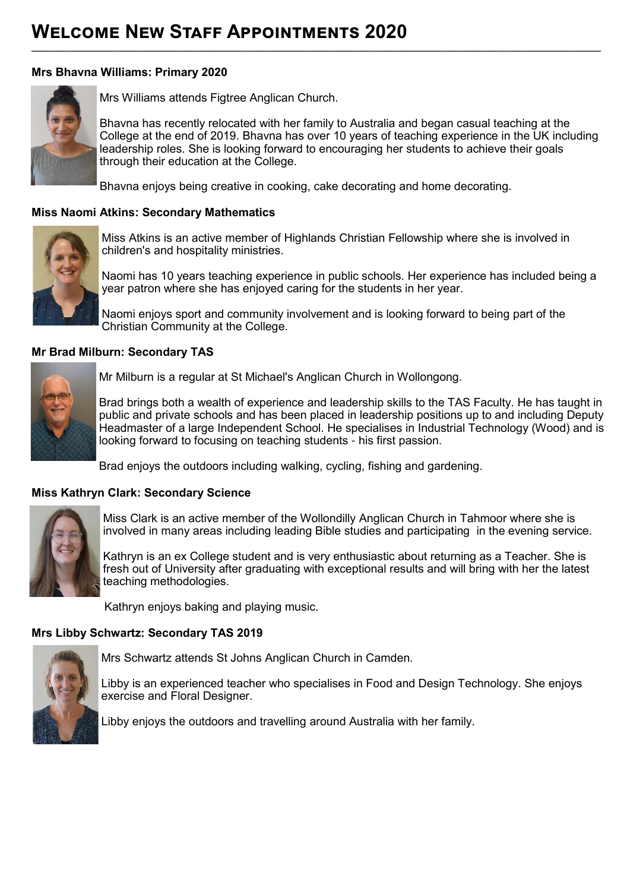# Welcome New Staff Appointments 2020

**Mrs Bhavna Williams: Primary 2020**

Mrs Williams attends Figtree Anglican Church.

Bhavna has recently relocated with her family to Australia and began casual teaching at the College at the end of 2019. Bhavna has over 10 years of teaching experience in the UK including leadership roles. She is looking forward to encouraging her students to achieve their goals through their education at the College.

Bhavna enjoys being creative in cooking, cake decorating and home decorating.

**Miss Naomi Atkins: Secondary Mathematics**

Miss Atkins is an active member of Highlands Christian Fellowship where she is involved in children's and hospitality ministries.

Naomi has 10 years teaching experience in public schools. Her experience has included being a year patron where she has enjoyed caring for the students in her year.

Naomi enjoys sport and community involvement and is looking forward to being part of the Christian Community at the College.

**Mr Brad Milburn: Secondary TAS**

Mr Milburn is a regular at St Michael's Anglican Church in Wollongong.

Brad brings both a wealth of experience and leadership skills to the TAS Faculty. He has taught in public and private schools and has been placed in leadership positions up to and including Deputy Headmaster of a large Independent School. He specialises in Industrial Technology (Wood) and is looking forward to focusing on teaching students - his first passion.

Brad enjoys the outdoors including walking, cycling, fishing and gardening.

**Miss Kathryn Clark: Secondary Science**

Miss Clark is an active member of the Wollondilly Anglican Church in Tahmoor where she is involved in many areas including leading Bible studies and participating in the evening service.

Kathryn is an ex College student and is very enthusiastic about returning as a Teacher. She is fresh out of University after graduating with exceptional results and will bring with her the latest teaching methodologies.

Kathryn enjoys baking and playing music.

**Mrs Libby Schwartz: Secondary TAS 2019**

Mrs Schwartz attends St Johns Anglican Church in Camden.

Libby is an experienced teacher who specialises in Food and Design Technology. She enjoys exercise and Floral Designer.

Libby enjoys the outdoors and travelling around Australia with her family.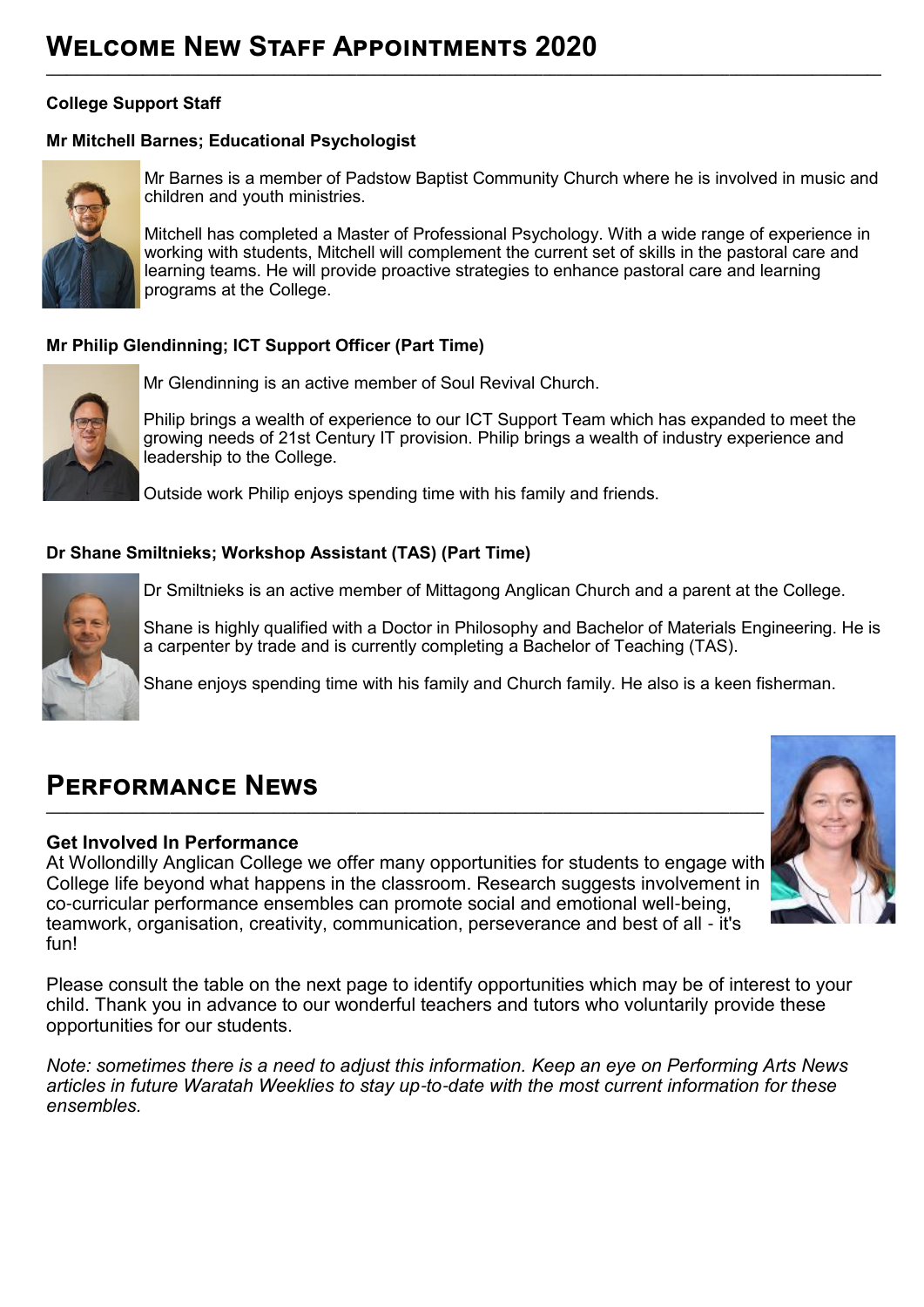# Welcome New Staff Appointments 2020

**College Support Staff**

**Mr Mitchell Barnes; Educational Psychologist**

Mr Barnes is a member of Padstow Baptist Community Church where he is involved in music and children and youth ministries.

Mitchell has completed a Master of Professional Psychology. With a wide range of experience in working with students, Mitchell will complement the current set of skills in the pastoral care and learning teams. He will provide proactive strategies to enhance pastoral care and learning programs at the College.

**Mr Philip Glendinning; ICT Support Officer (Part Time)**

Mr Glendinning is an active member of Soul Revival Church.

Philip brings a wealth of experience to our ICT Support Team which has expanded to meet the growing needs of 21st Century IT provision. Philip brings a wealth of industry experience and leadership to the College.

Outside work Philip enjoys spending time with his family and friends.

**Dr Shane Smiltnieks; Workshop Assistant (TAS) (Part Time)**

Dr Smiltnieks is an active member of Mittagong Anglican Church and a parent at the College.

Shane is highly qualified with a Doctor in Philosophy and Bachelor of Materials Engineering. He is a carpenter by trade and is currently completing a Bachelor of Teaching (TAS).

Shane enjoys spending time with his family and Church family. He also is a keen fisherman.

# Performance News

**Get Involved In Performance**

At Wollondilly Anglican College we offer many opportunities for students to engage with College life beyond what happens in the classroom. Research suggests involvement in co-curricular performance ensembles can promote social and emotional well-being, teamwork, organisation, creativity, communication, perseverance and best of all - it's fun!

Please consult the table on the next page to identify opportunities which may be of interest to your child. Thank you in advance to our wonderful teachers and tutors who voluntarily provide these opportunities for our students.

*Note: sometimes there is a need to adjust this information. Keep an eye on Performing Arts News articles in future Waratah Weeklies to stay up-to-date with the most current information for these ensembles.*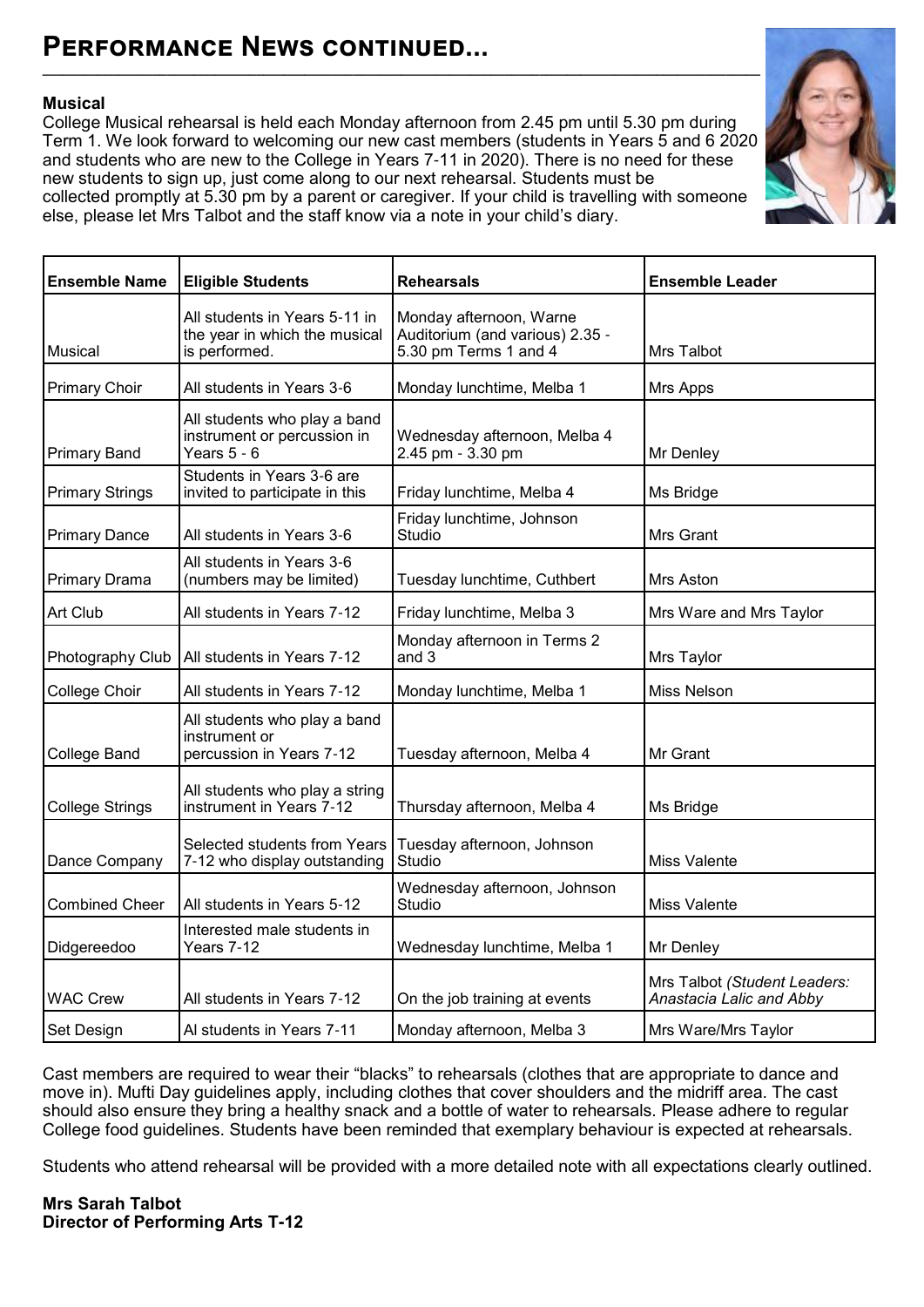# Performance News continued...

**Musical**

College Musical rehearsal is held each Monday afternoon from 2.45 pm until 5.30 pm during Term 1. We look forward to welcoming our new cast members (students in Years 5 and 6 2020 and students who are new to the College in Years 7-11 in 2020). There is no need for these new students to sign up, just come along to our next rehearsal. Students must be collected promptly at 5.30 pm by a parent or caregiver. If your child is travelling with someone else, please let Mrs Talbot and the staff know via a note in your child's diary.

| Ensemble Name | Eligible Students | Rehearsals | Ensemble Leader |
|---|---|---|---|
| Musical | All students in Years 5-11 in the year in which the musical is performed. | Monday afternoon, Warne Auditorium (and various) 2.35 - 5.30 pm Terms 1 and 4 | Mrs Talbot |
| Primary Choir | All students in Years 3-6 | Monday lunchtime, Melba 1 | Mrs Apps |
| Primary Band | All students who play a band instrument or percussion in Years 5 - 6 | Wednesday afternoon, Melba 4 2.45 pm - 3.30 pm | Mr Denley |
| Primary Strings | Students in Years 3-6 are invited to participate in this | Friday lunchtime, Melba 4 | Ms Bridge |
| Primary Dance | All students in Years 3-6 | Friday lunchtime, Johnson Studio | Mrs Grant |
| Primary Drama | All students in Years 3-6 (numbers may be limited) | Tuesday lunchtime, Cuthbert | Mrs Aston |
| Art Club | All students in Years 7-12 | Friday lunchtime, Melba 3 | Mrs Ware and Mrs Taylor |
| Photography Club | All students in Years 7-12 | Monday afternoon in Terms 2 and 3 | Mrs Taylor |
| College Choir | All students in Years 7-12 | Monday lunchtime, Melba 1 | Miss Nelson |
| College Band | All students who play a band instrument or percussion in Years 7-12 | Tuesday afternoon, Melba 4 | Mr Grant |
| College Strings | All students who play a string instrument in Years 7-12 | Thursday afternoon, Melba 4 | Ms Bridge |
| Dance Company | Selected students from Years 7-12 who display outstanding | Tuesday afternoon, Johnson Studio | Miss Valente |
| Combined Cheer | All students in Years 5-12 | Wednesday afternoon, Johnson Studio | Miss Valente |
| Didgereedoo | Interested male students in Years 7-12 | Wednesday lunchtime, Melba 1 | Mr Denley |
| WAC Crew | All students in Years 7-12 | On the job training at events | Mrs Talbot *(Student Leaders: Anastacia Lalic and Abby* |
| Set Design | Al students in Years 7-11 | Monday afternoon, Melba 3 | Mrs Ware/Mrs Taylor |

Cast members are required to wear their "blacks" to rehearsals (clothes that are appropriate to dance and move in). Mufti Day guidelines apply, including clothes that cover shoulders and the midriff area. The cast should also ensure they bring a healthy snack and a bottle of water to rehearsals. Please adhere to regular College food guidelines. Students have been reminded that exemplary behaviour is expected at rehearsals.

Students who attend rehearsal will be provided with a more detailed note with all expectations clearly outlined.

**Mrs Sarah Talbot**
**Director of Performing Arts T-12**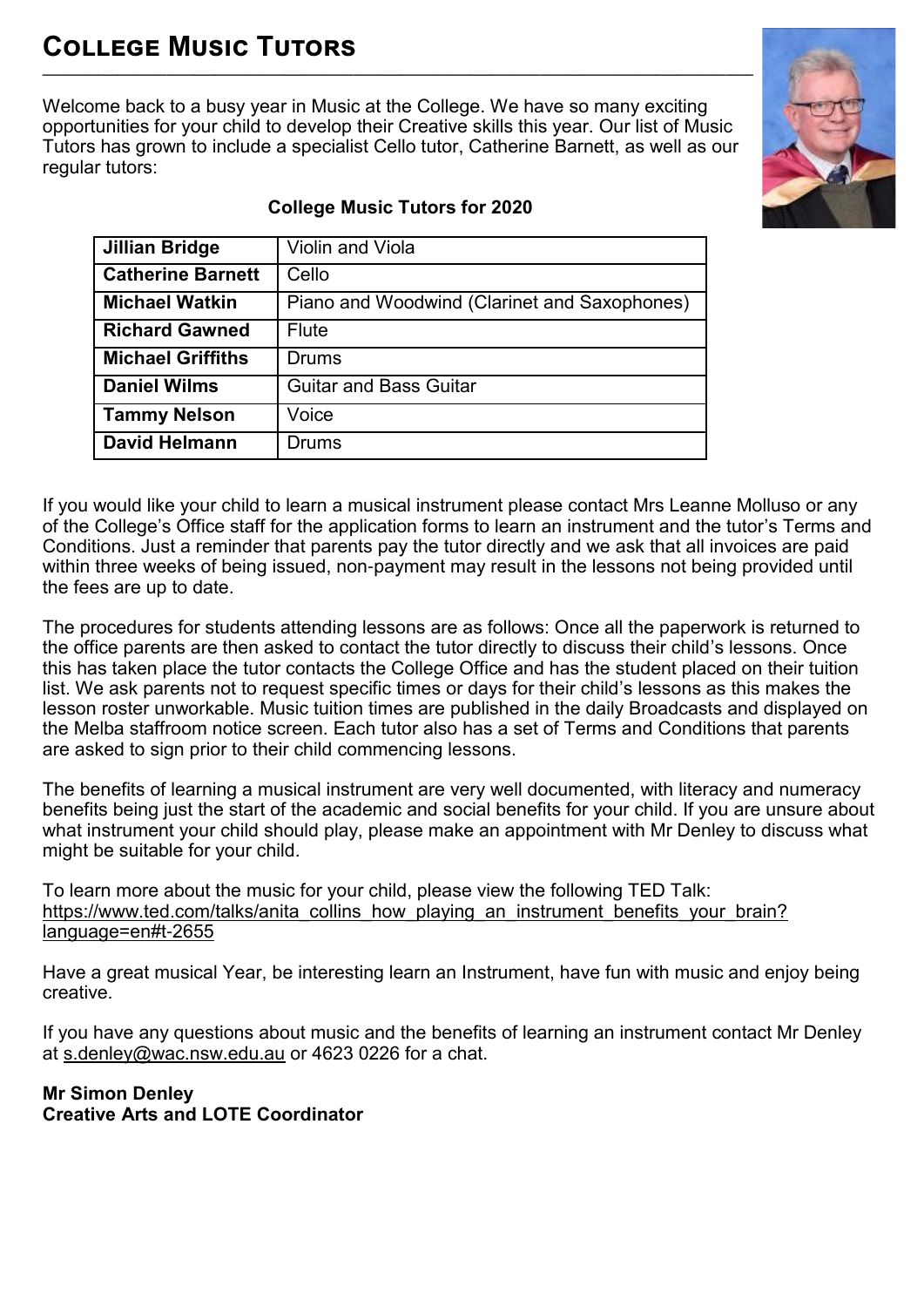# College Music Tutors

Welcome back to a busy year in Music at the College. We have so many exciting opportunities for your child to develop their Creative skills this year. Our list of Music Tutors has grown to include a specialist Cello tutor, Catherine Barnett, as well as our regular tutors:

**College Music Tutors for 2020**

| | |
|---|---|
| **Jillian Bridge** | Violin and Viola |
| **Catherine Barnett** | Cello |
| **Michael Watkin** | Piano and Woodwind (Clarinet and Saxophones) |
| **Richard Gawned** | Flute |
| **Michael Griffiths** | Drums |
| **Daniel Wilms** | Guitar and Bass Guitar |
| **Tammy Nelson** | Voice |
| **David Helmann** | Drums |

If you would like your child to learn a musical instrument please contact Mrs Leanne Molluso or any of the College's Office staff for the application forms to learn an instrument and the tutor's Terms and Conditions. Just a reminder that parents pay the tutor directly and we ask that all invoices are paid within three weeks of being issued, non-payment may result in the lessons not being provided until the fees are up to date.

The procedures for students attending lessons are as follows: Once all the paperwork is returned to the office parents are then asked to contact the tutor directly to discuss their child's lessons. Once this has taken place the tutor contacts the College Office and has the student placed on their tuition list. We ask parents not to request specific times or days for their child's lessons as this makes the lesson roster unworkable. Music tuition times are published in the daily Broadcasts and displayed on the Melba staffroom notice screen. Each tutor also has a set of Terms and Conditions that parents are asked to sign prior to their child commencing lessons.

The benefits of learning a musical instrument are very well documented, with literacy and numeracy benefits being just the start of the academic and social benefits for your child. If you are unsure about what instrument your child should play, please make an appointment with Mr Denley to discuss what might be suitable for your child.

To learn more about the music for your child, please view the following TED Talk: https://www.ted.com/talks/anita_collins_how_playing_an_instrument_benefits_your_brain?language=en#t-2655

Have a great musical Year, be interesting learn an Instrument, have fun with music and enjoy being creative.

If you have any questions about music and the benefits of learning an instrument contact Mr Denley at s.denley@wac.nsw.edu.au or 4623 0226 for a chat.

**Mr Simon Denley**
**Creative Arts and LOTE Coordinator**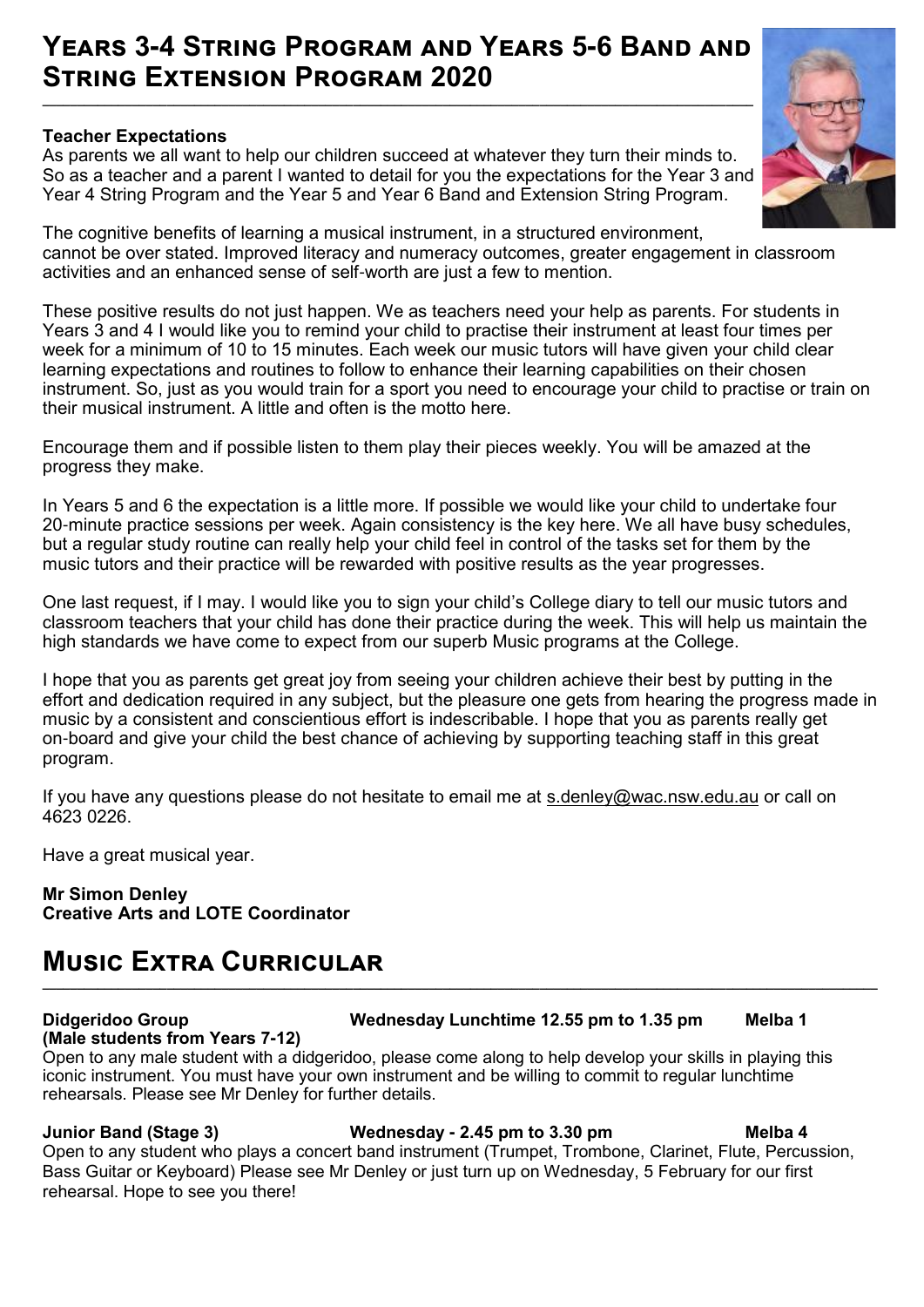# Years 3-4 String Program and Years 5-6 Band and String Extension Program 2020

**Teacher Expectations**

As parents we all want to help our children succeed at whatever they turn their minds to. So as a teacher and a parent I wanted to detail for you the expectations for the Year 3 and Year 4 String Program and the Year 5 and Year 6 Band and Extension String Program.

The cognitive benefits of learning a musical instrument, in a structured environment, cannot be over stated. Improved literacy and numeracy outcomes, greater engagement in classroom activities and an enhanced sense of self-worth are just a few to mention.

These positive results do not just happen. We as teachers need your help as parents. For students in Years 3 and 4 I would like you to remind your child to practise their instrument at least four times per week for a minimum of 10 to 15 minutes. Each week our music tutors will have given your child clear learning expectations and routines to follow to enhance their learning capabilities on their chosen instrument. So, just as you would train for a sport you need to encourage your child to practise or train on their musical instrument. A little and often is the motto here.

Encourage them and if possible listen to them play their pieces weekly. You will be amazed at the progress they make.

In Years 5 and 6 the expectation is a little more. If possible we would like your child to undertake four 20-minute practice sessions per week. Again consistency is the key here. We all have busy schedules, but a regular study routine can really help your child feel in control of the tasks set for them by the music tutors and their practice will be rewarded with positive results as the year progresses.

One last request, if I may. I would like you to sign your child's College diary to tell our music tutors and classroom teachers that your child has done their practice during the week. This will help us maintain the high standards we have come to expect from our superb Music programs at the College.

I hope that you as parents get great joy from seeing your children achieve their best by putting in the effort and dedication required in any subject, but the pleasure one gets from hearing the progress made in music by a consistent and conscientious effort is indescribable. I hope that you as parents really get on-board and give your child the best chance of achieving by supporting teaching staff in this great program.

If you have any questions please do not hesitate to email me at s.denley@wac.nsw.edu.au or call on 4623 0226.

Have a great musical year.

**Mr Simon Denley**
**Creative Arts and LOTE Coordinator**

# Music Extra Curricular

**Didgeridoo Group (Male students from Years 7-12) — Wednesday Lunchtime 12.55 pm to 1.35 pm — Melba 1**

Open to any male student with a didgeridoo, please come along to help develop your skills in playing this iconic instrument. You must have your own instrument and be willing to commit to regular lunchtime rehearsals. Please see Mr Denley for further details.

**Junior Band (Stage 3) — Wednesday - 2.45 pm to 3.30 pm — Melba 4**

Open to any student who plays a concert band instrument (Trumpet, Trombone, Clarinet, Flute, Percussion, Bass Guitar or Keyboard) Please see Mr Denley or just turn up on Wednesday, 5 February for our first rehearsal. Hope to see you there!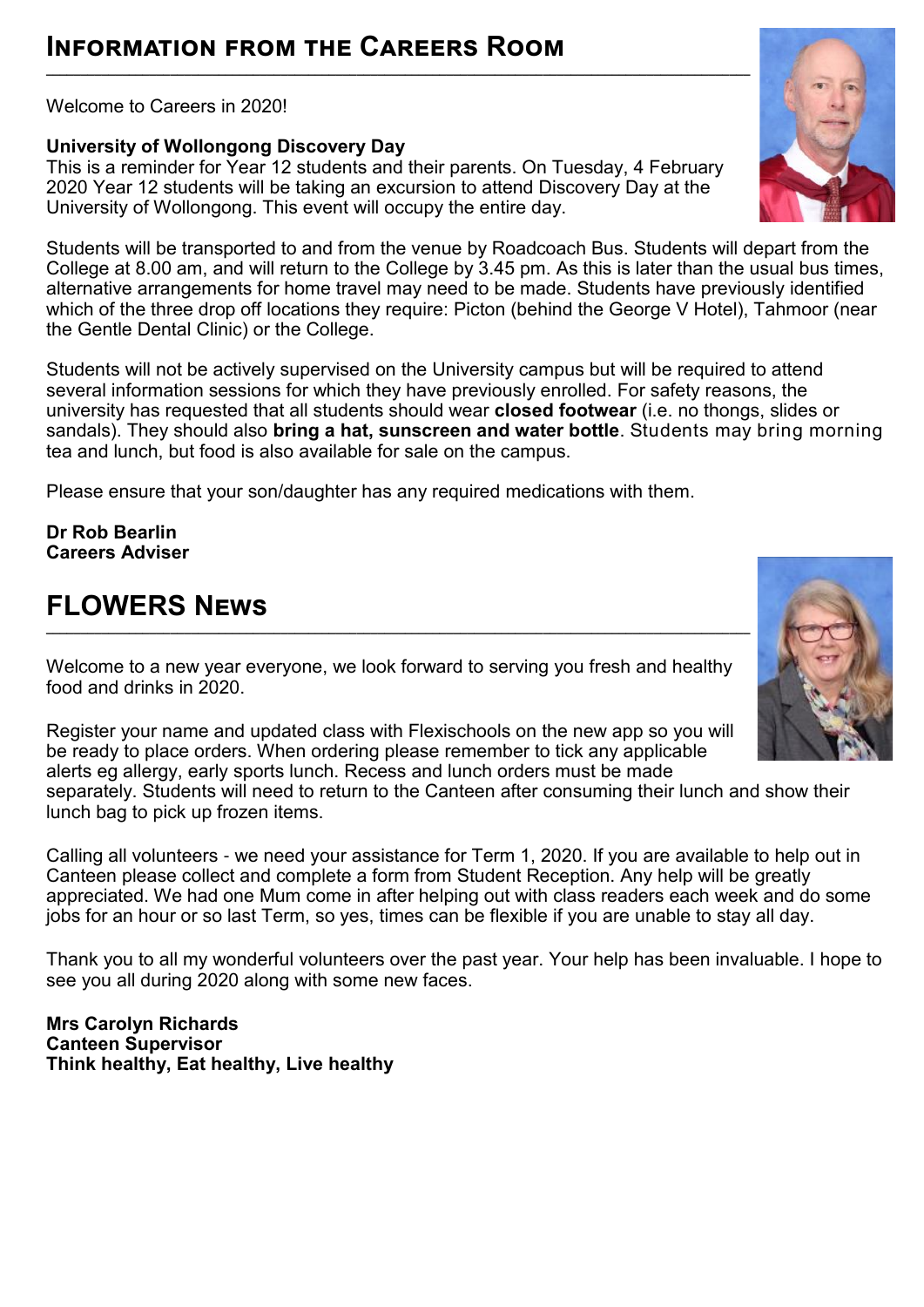## Information from the Careers Room

Welcome to Careers in 2020!

**University of Wollongong Discovery Day**
This is a reminder for Year 12 students and their parents. On Tuesday, 4 February 2020 Year 12 students will be taking an excursion to attend Discovery Day at the University of Wollongong. This event will occupy the entire day.

Students will be transported to and from the venue by Roadcoach Bus. Students will depart from the College at 8.00 am, and will return to the College by 3.45 pm. As this is later than the usual bus times, alternative arrangements for home travel may need to be made. Students have previously identified which of the three drop off locations they require: Picton (behind the George V Hotel), Tahmoor (near the Gentle Dental Clinic) or the College.

Students will not be actively supervised on the University campus but will be required to attend several information sessions for which they have previously enrolled. For safety reasons, the university has requested that all students should wear **closed footwear** (i.e. no thongs, slides or sandals). They should also **bring a hat, sunscreen and water bottle**. Students may bring morning tea and lunch, but food is also available for sale on the campus.

Please ensure that your son/daughter has any required medications with them.

**Dr Rob Bearlin**
**Careers Adviser**

## FLOWERS News

Welcome to a new year everyone, we look forward to serving you fresh and healthy food and drinks in 2020.

Register your name and updated class with Flexischools on the new app so you will be ready to place orders. When ordering please remember to tick any applicable alerts eg allergy, early sports lunch. Recess and lunch orders must be made separately. Students will need to return to the Canteen after consuming their lunch and show their lunch bag to pick up frozen items.

Calling all volunteers - we need your assistance for Term 1, 2020. If you are available to help out in Canteen please collect and complete a form from Student Reception. Any help will be greatly appreciated. We had one Mum come in after helping out with class readers each week and do some jobs for an hour or so last Term, so yes, times can be flexible if you are unable to stay all day.

Thank you to all my wonderful volunteers over the past year. Your help has been invaluable. I hope to see you all during 2020 along with some new faces.

**Mrs Carolyn Richards**
**Canteen Supervisor**
**Think healthy, Eat healthy, Live healthy**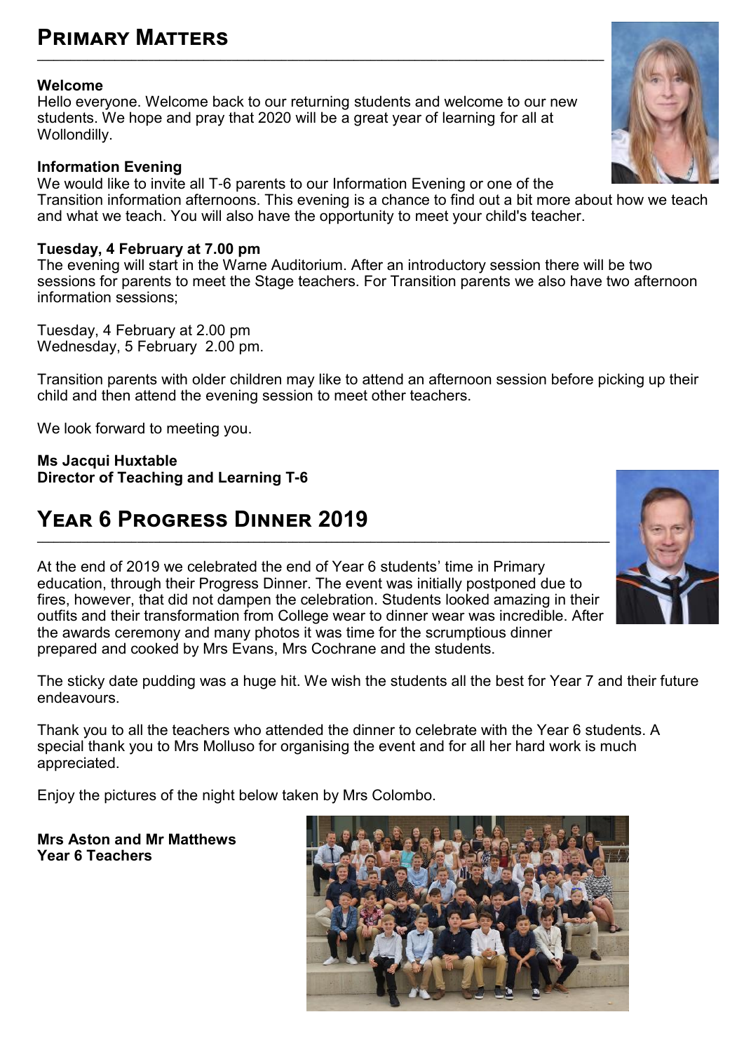## Primary Matters

**Welcome**
Hello everyone. Welcome back to our returning students and welcome to our new students. We hope and pray that 2020 will be a great year of learning for all at Wollondilly.

**Information Evening**
We would like to invite all T-6 parents to our Information Evening or one of the Transition information afternoons. This evening is a chance to find out a bit more about how we teach and what we teach. You will also have the opportunity to meet your child's teacher.

**Tuesday, 4 February at 7.00 pm**
The evening will start in the Warne Auditorium. After an introductory session there will be two sessions for parents to meet the Stage teachers. For Transition parents we also have two afternoon information sessions;

Tuesday, 4 February at 2.00 pm
Wednesday, 5 February 2.00 pm.

Transition parents with older children may like to attend an afternoon session before picking up their child and then attend the evening session to meet other teachers.

We look forward to meeting you.

**Ms Jacqui Huxtable**
**Director of Teaching and Learning T-6**

## Year 6 Progress Dinner 2019

At the end of 2019 we celebrated the end of Year 6 students' time in Primary education, through their Progress Dinner. The event was initially postponed due to fires, however, that did not dampen the celebration. Students looked amazing in their outfits and their transformation from College wear to dinner wear was incredible. After the awards ceremony and many photos it was time for the scrumptious dinner prepared and cooked by Mrs Evans, Mrs Cochrane and the students.

The sticky date pudding was a huge hit. We wish the students all the best for Year 7 and their future endeavours.

Thank you to all the teachers who attended the dinner to celebrate with the Year 6 students. A special thank you to Mrs Molluso for organising the event and for all her hard work is much appreciated.

Enjoy the pictures of the night below taken by Mrs Colombo.

**Mrs Aston and Mr Matthews**
**Year 6 Teachers**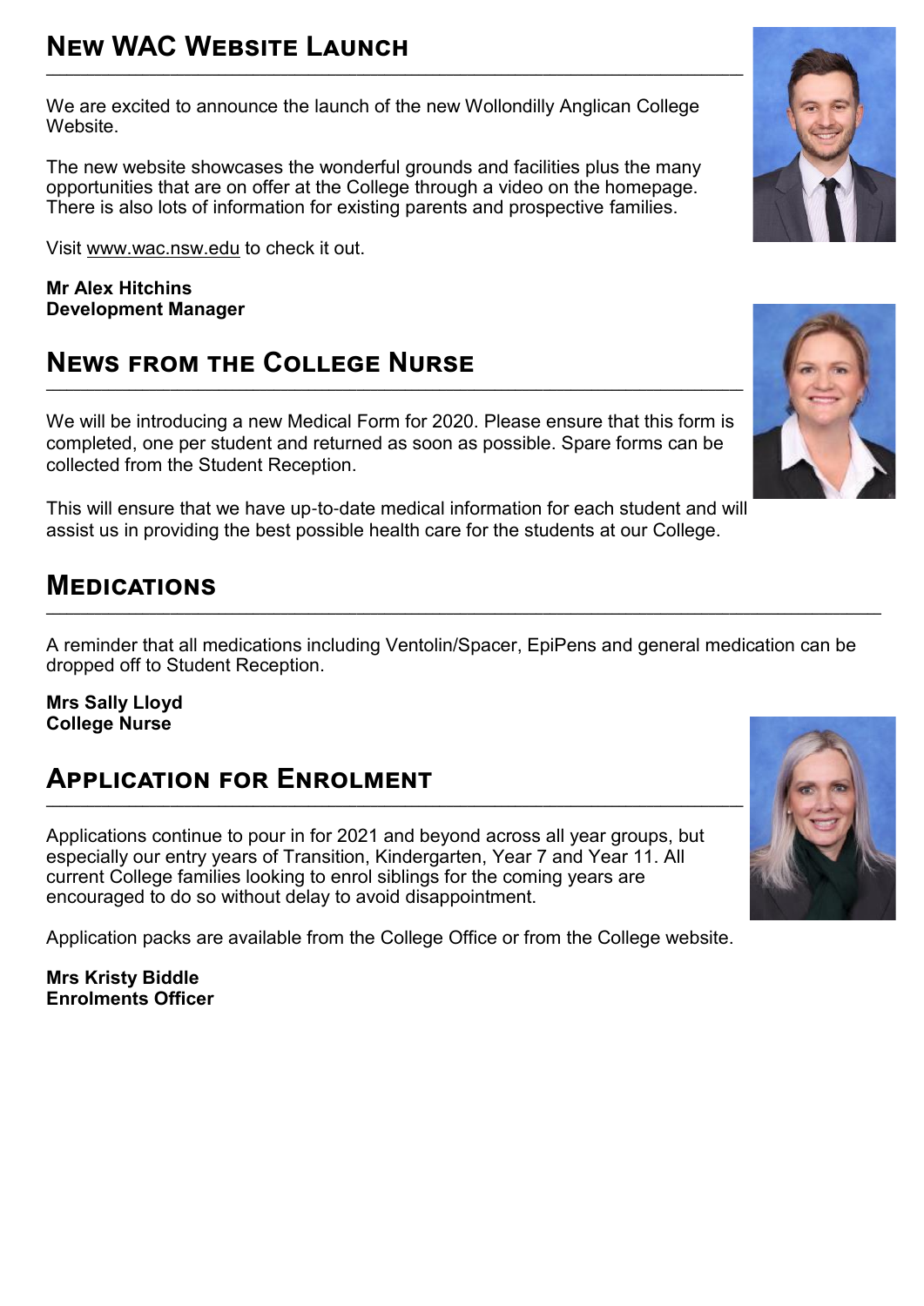## New WAC Website Launch

We are excited to announce the launch of the new Wollondilly Anglican College Website.

The new website showcases the wonderful grounds and facilities plus the many opportunities that are on offer at the College through a video on the homepage. There is also lots of information for existing parents and prospective families.

Visit www.wac.nsw.edu to check it out.

**Mr Alex Hitchins**
**Development Manager**

## News from the College Nurse

We will be introducing a new Medical Form for 2020. Please ensure that this form is completed, one per student and returned as soon as possible. Spare forms can be collected from the Student Reception.

This will ensure that we have up-to-date medical information for each student and will assist us in providing the best possible health care for the students at our College.

## Medications

A reminder that all medications including Ventolin/Spacer, EpiPens and general medication can be dropped off to Student Reception.

**Mrs Sally Lloyd**
**College Nurse**

## Application for Enrolment

Applications continue to pour in for 2021 and beyond across all year groups, but especially our entry years of Transition, Kindergarten, Year 7 and Year 11. All current College families looking to enrol siblings for the coming years are encouraged to do so without delay to avoid disappointment.

Application packs are available from the College Office or from the College website.

**Mrs Kristy Biddle**
**Enrolments Officer**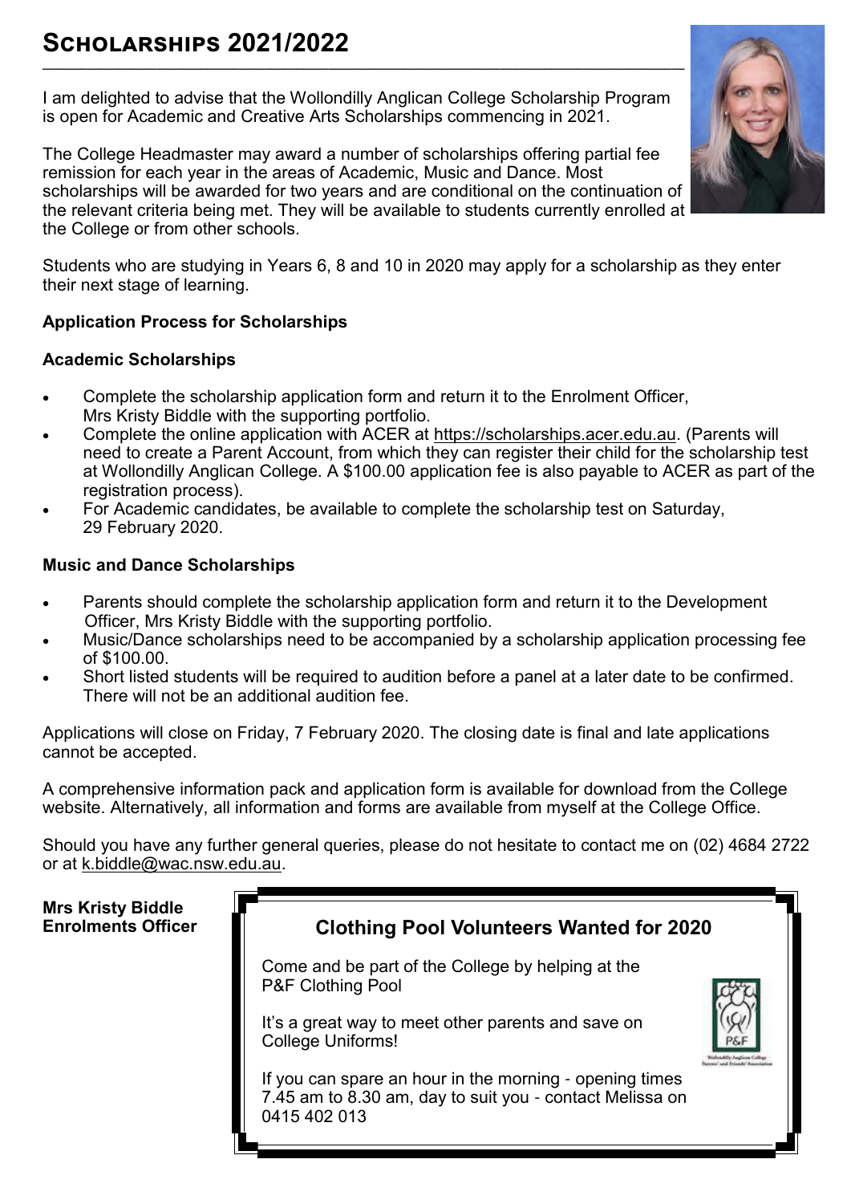# Scholarships 2021/2022

I am delighted to advise that the Wollondilly Anglican College Scholarship Program is open for Academic and Creative Arts Scholarships commencing in 2021.

The College Headmaster may award a number of scholarships offering partial fee remission for each year in the areas of Academic, Music and Dance. Most scholarships will be awarded for two years and are conditional on the continuation of the relevant criteria being met. They will be available to students currently enrolled at the College or from other schools.

Students who are studying in Years 6, 8 and 10 in 2020 may apply for a scholarship as they enter their next stage of learning.

**Application Process for Scholarships**

**Academic Scholarships**

- Complete the scholarship application form and return it to the Enrolment Officer, Mrs Kristy Biddle with the supporting portfolio.
- Complete the online application with ACER at https://scholarships.acer.edu.au. (Parents will need to create a Parent Account, from which they can register their child for the scholarship test at Wollondilly Anglican College. A $100.00 application fee is also payable to ACER as part of the registration process).
- For Academic candidates, be available to complete the scholarship test on Saturday, 29 February 2020.

**Music and Dance Scholarships**

- Parents should complete the scholarship application form and return it to the Development Officer, Mrs Kristy Biddle with the supporting portfolio.
- Music/Dance scholarships need to be accompanied by a scholarship application processing fee of $100.00.
- Short listed students will be required to audition before a panel at a later date to be confirmed. There will not be an additional audition fee.

Applications will close on Friday, 7 February 2020. The closing date is final and late applications cannot be accepted.

A comprehensive information pack and application form is available for download from the College website. Alternatively, all information and forms are available from myself at the College Office.

Should you have any further general queries, please do not hesitate to contact me on (02) 4684 2722 or at k.biddle@wac.nsw.edu.au.

**Mrs Kristy Biddle**
**Enrolments Officer**

## Clothing Pool Volunteers Wanted for 2020

Come and be part of the College by helping at the P&F Clothing Pool

It's a great way to meet other parents and save on College Uniforms!

If you can spare an hour in the morning - opening times 7.45 am to 8.30 am, day to suit you - contact Melissa on 0415 402 013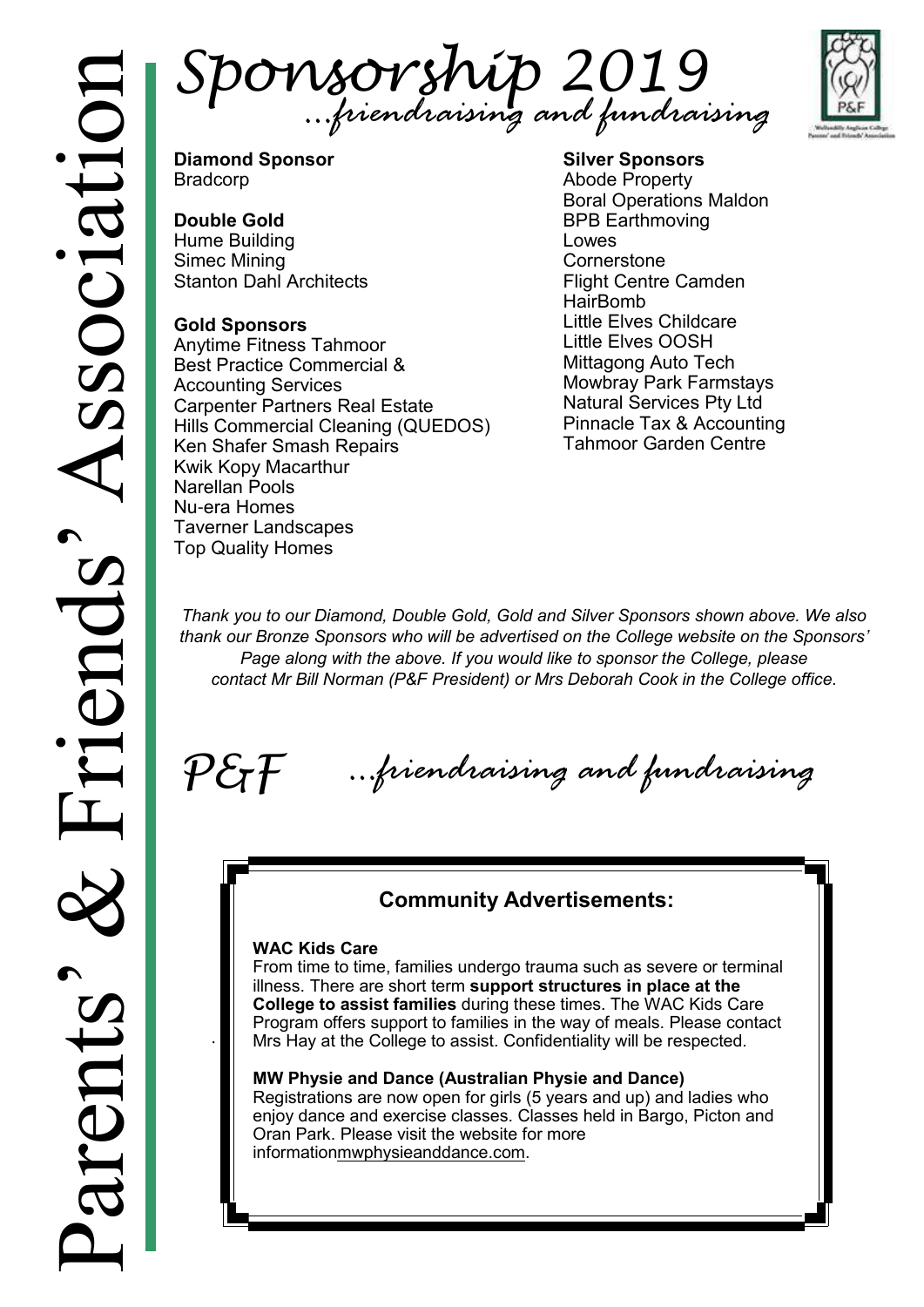# Sponsorship 2019

*...friendraising and fundraising*

**Diamond Sponsor**
Bradcorp

**Double Gold**
Hume Building
Simec Mining
Stanton Dahl Architects

**Gold Sponsors**
Anytime Fitness Tahmoor
Best Practice Commercial & Accounting Services
Carpenter Partners Real Estate
Hills Commercial Cleaning (QUEDOS)
Ken Shafer Smash Repairs
Kwik Kopy Macarthur
Narellan Pools
Nu-era Homes
Taverner Landscapes
Top Quality Homes

**Silver Sponsors**
Abode Property
Boral Operations Maldon
BPB Earthmoving
Lowes
Cornerstone
Flight Centre Camden
HairBomb
Little Elves Childcare
Little Elves OOSH
Mittagong Auto Tech
Mowbray Park Farmstays
Natural Services Pty Ltd
Pinnacle Tax & Accounting
Tahmoor Garden Centre

*Thank you to our Diamond, Double Gold, Gold and Silver Sponsors shown above. We also thank our Bronze Sponsors who will be advertised on the College website on the Sponsors' Page along with the above. If you would like to sponsor the College, please contact Mr Bill Norman (P&F President) or Mrs Deborah Cook in the College office.*

*P&F ...friendraising and fundraising*

## Community Advertisements:

**WAC Kids Care**
From time to time, families undergo trauma such as severe or terminal illness. There are short term **support structures in place at the College to assist families** during these times. The WAC Kids Care Program offers support to families in the way of meals. Please contact Mrs Hay at the College to assist. Confidentiality will be respected.

**MW Physie and Dance (Australian Physie and Dance)**
Registrations are now open for girls (5 years and up) and ladies who enjoy dance and exercise classes. Classes held in Bargo, Picton and Oran Park. Please visit the website for more informationmwphysieanddance.com.

Parents' & Friends' Association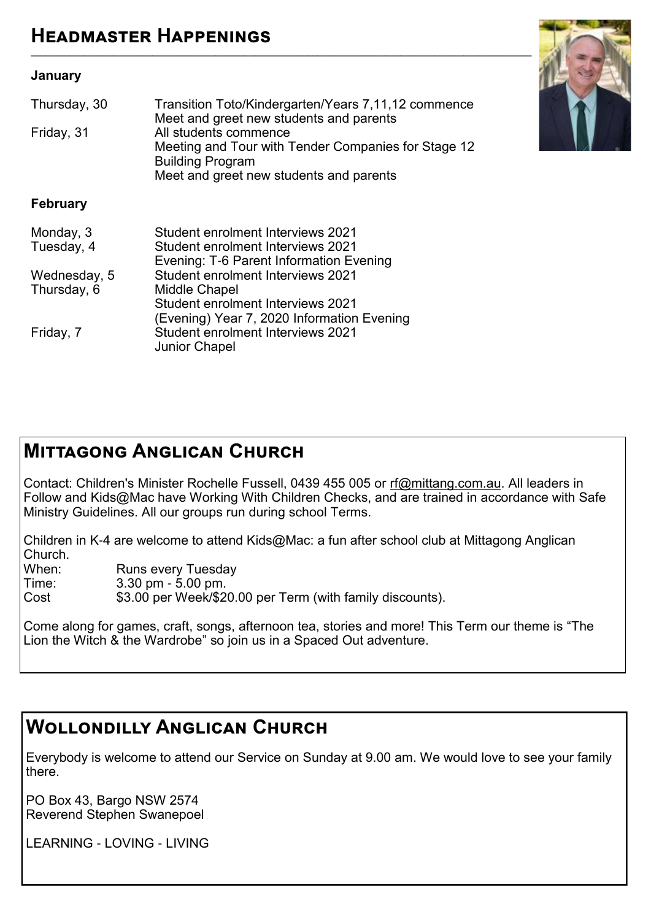## Headmaster Happenings

**January**

| | |
|---|---|
| Thursday, 30 | Transition Toto/Kindergarten/Years 7,11,12 commence<br>Meet and greet new students and parents |
| Friday, 31 | All students commence<br>Meeting and Tour with Tender Companies for Stage 12 Building Program<br>Meet and greet new students and parents |

**February**

| | |
|---|---|
| Monday, 3 | Student enrolment Interviews 2021 |
| Tuesday, 4 | Student enrolment Interviews 2021<br>Evening: T-6 Parent Information Evening |
| Wednesday, 5 | Student enrolment Interviews 2021 |
| Thursday, 6 | Middle Chapel<br>Student enrolment Interviews 2021<br>(Evening) Year 7, 2020 Information Evening |
| Friday, 7 | Student enrolment Interviews 2021<br>Junior Chapel |

## Mittagong Anglican Church

Contact: Children's Minister Rochelle Fussell, 0439 455 005 or rf@mittang.com.au. All leaders in Follow and Kids@Mac have Working With Children Checks, and are trained in accordance with Safe Ministry Guidelines. All our groups run during school Terms.

Children in K-4 are welcome to attend Kids@Mac: a fun after school club at Mittagong Anglican Church.

When: Runs every Tuesday
Time: 3.30 pm - 5.00 pm.
Cost $3.00 per Week/$20.00 per Term (with family discounts).

Come along for games, craft, songs, afternoon tea, stories and more! This Term our theme is "The Lion the Witch & the Wardrobe" so join us in a Spaced Out adventure.

## Wollondilly Anglican Church

Everybody is welcome to attend our Service on Sunday at 9.00 am. We would love to see your family there.

PO Box 43, Bargo NSW 2574
Reverend Stephen Swanepoel

LEARNING - LOVING - LIVING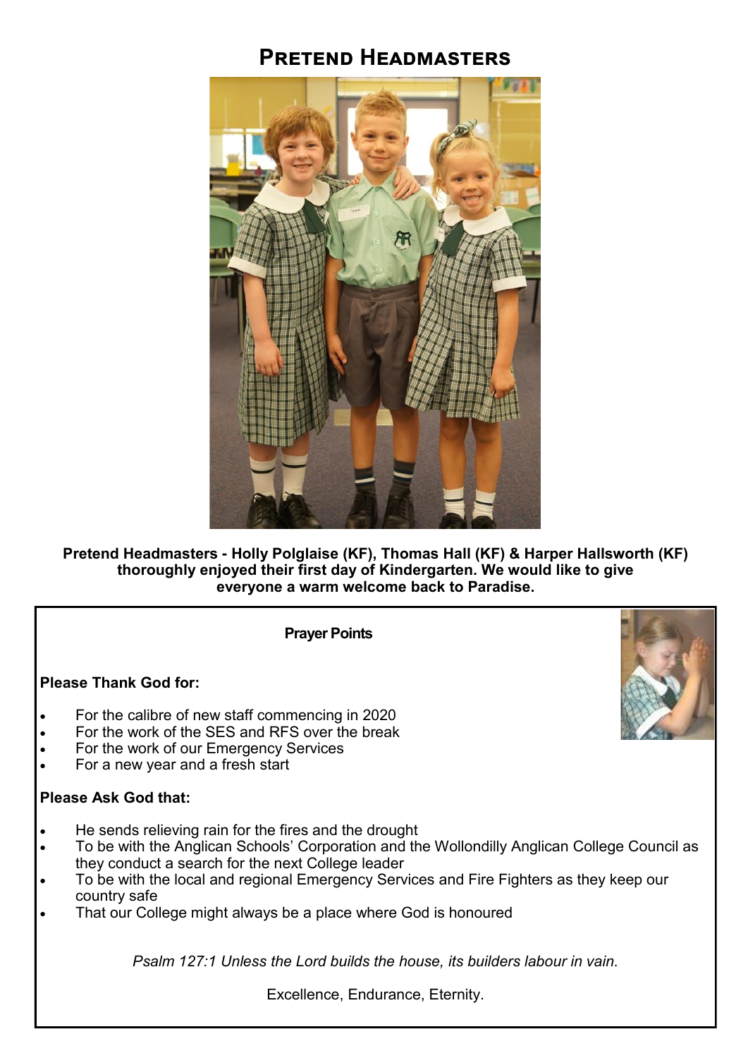# Pretend Headmasters

**Pretend Headmasters - Holly Polglaise (KF), Thomas Hall (KF) & Harper Hallsworth (KF) thoroughly enjoyed their first day of Kindergarten. We would like to give everyone a warm welcome back to Paradise.**

**Prayer Points**

**Please Thank God for:**

- For the calibre of new staff commencing in 2020
- For the work of the SES and RFS over the break
- For the work of our Emergency Services
- For a new year and a fresh start

**Please Ask God that:**

- He sends relieving rain for the fires and the drought
- To be with the Anglican Schools' Corporation and the Wollondilly Anglican College Council as they conduct a search for the next College leader
- To be with the local and regional Emergency Services and Fire Fighters as they keep our country safe
- That our College might always be a place where God is honoured

*Psalm 127:1 Unless the Lord builds the house, its builders labour in vain.*

Excellence, Endurance, Eternity.